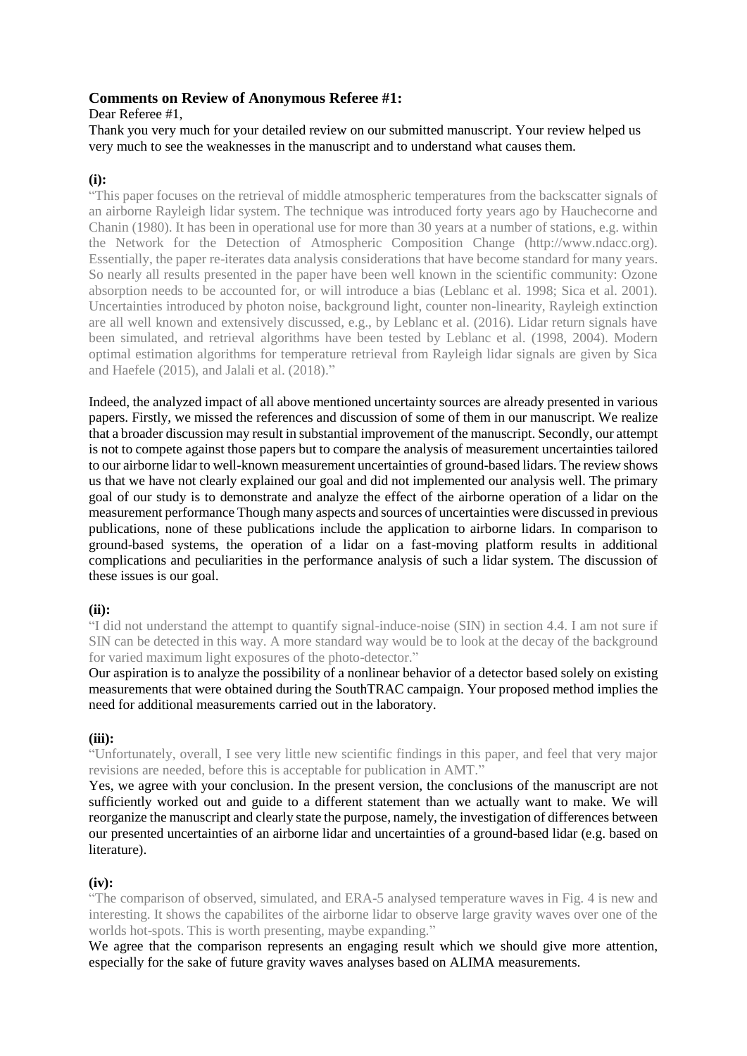### Comments on Review of Anonymous Referee #1:

Dear Referee #1,

Thank you very much for your detailed review on our submitted manuscript. Your review helped us very much to see the weaknesses in the manuscript and to understand what causes them.

#### (i):

"This paper focuses on the retrieval of middle atmospheric temperatures from the backscatter signals of an airborne Rayleigh lidar system. The technique was introduced forty years ago by Hauchecorne and Chanin (1980). It has been in operational use for more than 30 years at a number of stations, e.g. within the Network for the Detection of Atmospheric Composition Change (http://www.ndacc.org). Essentially, the paper re-iterates data analysis considerations that have become standard for many years. So nearly all results presented in the paper have been well known in the scientific community: Ozone absorption needs to be accounted for, or will introduce a bias (Leblanc et al. 1998; Sica et al. 2001). Uncertainties introduced by photon noise, background light, counter non-linearity, Rayleigh extinction are all well known and extensively discussed, e.g., by Leblanc et al. (2016). Lidar return signals have been simulated, and retrieval algorithms have been tested by Leblanc et al. (1998, 2004). Modern optimal estimation algorithms for temperature retrieval from Rayleigh lidar signals are given by Sica and Haefele (2015), and Jalali et al. (2018)."

Indeed, the analyzed impact of all above mentioned uncertainty sources are already presented in various papers. Firstly, we missed the references and discussion of some of them in our manuscript. We realize that a broader discussion may result in substantial improvement of the manuscript. Secondly, our attempt is not to compete against those papers but to compare the analysis of measurement uncertainties tailored to our airborne lidar to well-known measurement uncertainties of ground-based lidars. The review shows us that we have not clearly explained our goal and did not implemented our analysis well. The primary goal of our study is to demonstrate and analyze the effect of the airborne operation of a lidar on the measurement performance Though many aspects and sources of uncertainties were discussed in previous publications, none of these publications include the application to airborne lidars. In comparison to ground-based systems, the operation of a lidar on a fast-moving platform results in additional complications and peculiarities in the performance analysis of such a lidar system. The discussion of these issues is our goal.

#### (ii):

"I did not understand the attempt to quantify signal-induce-noise (SIN) in section 4.4. I am not sure if SIN can be detected in this way. A more standard way would be to look at the decay of the background for varied maximum light exposures of the photo-detector."

Our aspiration is to analyze the possibility of a nonlinear behavior of a detector based solely on existing measurements that were obtained during the SouthTRAC campaign. Your proposed method implies the need for additional measurements carried out in the laboratory.

#### (iii):

"Unfortunately, overall, I see very little new scientific findings in this paper, and feel that very major revisions are needed, before this is acceptable for publication in AMT."

Yes, we agree with your conclusion. In the present version, the conclusions of the manuscript are not sufficiently worked out and guide to a different statement than we actually want to make. We will reorganize the manuscript and clearly state the purpose, namely, the investigation of differences between our presented uncertainties of an airborne lidar and uncertainties of a ground-based lidar (e.g. based on literature).

#### (iv):

"The comparison of observed, simulated, and ERA-5 analysed temperature waves in Fig. 4 is new and interesting. It shows the capabilites of the airborne lidar to observe large gravity waves over one of the worlds hot-spots. This is worth presenting, maybe expanding."

We agree that the comparison represents an engaging result which we should give more attention, especially for the sake of future gravity waves analyses based on ALIMA measurements.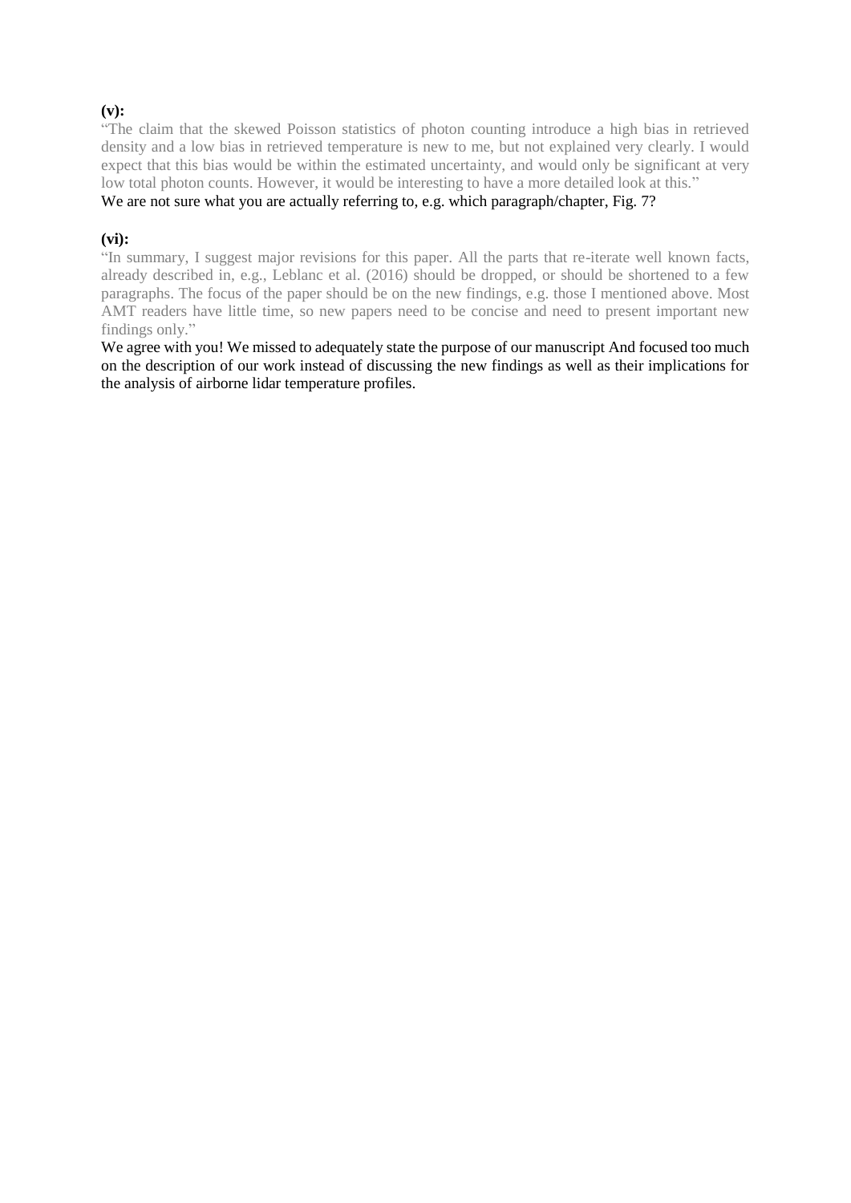**(v):**

"The claim that the skewed Poisson statistics of photon counting introduce a high bias in retrieved density and a low bias in retrieved temperature is new to me, but not explained very clearly. I would expect that this bias would be within the estimated uncertainty, and would only be significant at very low total photon counts. However, it would be interesting to have a more detailed look at this."

We are not sure what you are actually referring to, e.g. which paragraph/chapter, Fig. 7?

**(vi):**

"In summary, I suggest major revisions for this paper. All the parts that re-iterate well known facts, already described in, e.g., Leblanc et al. (2016) should be dropped, or should be shortened to a few paragraphs. The focus of the paper should be on the new findings, e.g. those I mentioned above. Most AMT readers have little time, so new papers need to be concise and need to present important new findings only."

We agree with you! We missed to adequately state the purpose of our manuscript And focused too much on the description of our work instead of discussing the new findings as well as their implications for the analysis of airborne lidar temperature profiles.